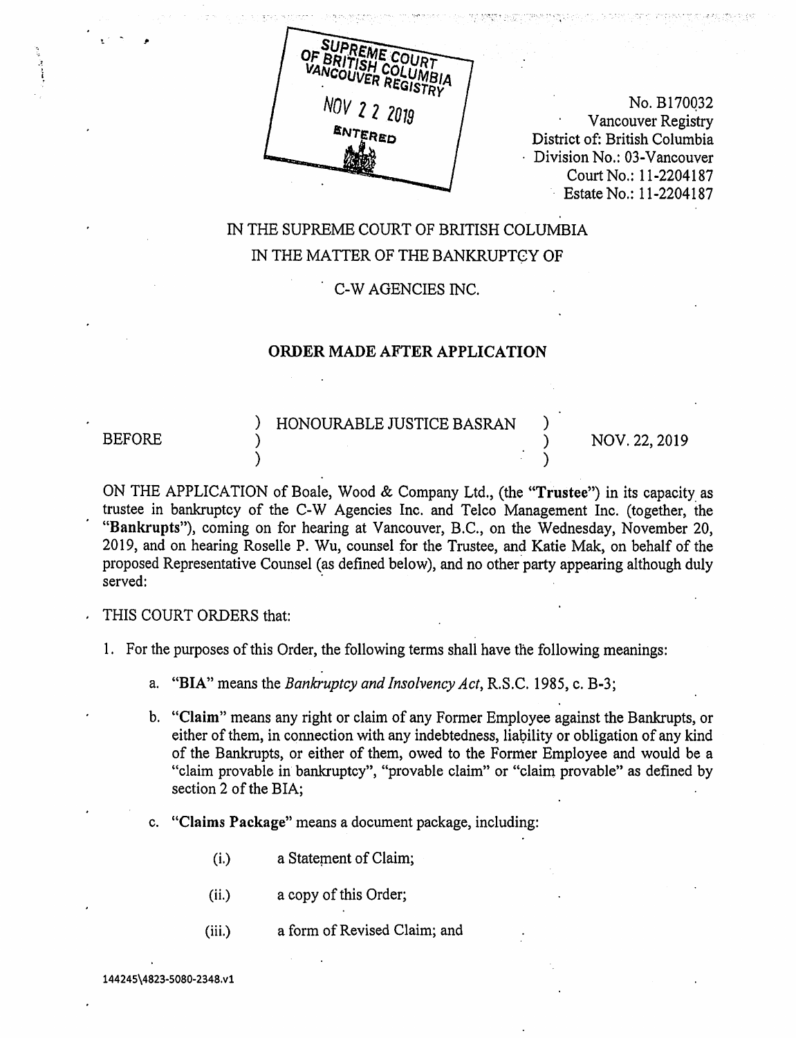SUPREME COURT OF BRITISH COLUMBIA VANCOUVER REGISTRY

NOV 22 2019

ENTERED

No. B170032
Vancouver Registry
District of: British Columbia
Division No.: 03-Vancouver
Court No.: 11-2204187
Estate No.: 11-2204187

# IN THE SUPREME COURT OF BRITISH COLUMBIA

## IN THE MATTER OF THE BANKRUPTCY OF

## C-W AGENCIES INC.

## ORDER MADE AFTER APPLICATION

| BEFORE | ) HONOURABLE JUSTICE BASRAN ) | NOV. 22, 2019 |
| --- | --- | --- |

ON THE APPLICATION of Boale, Wood & Company Ltd., (the "**Trustee**") in its capacity as trustee in bankruptcy of the C-W Agencies Inc. and Telco Management Inc. (together, the "**Bankrupts**"), coming on for hearing at Vancouver, B.C., on the Wednesday, November 20, 2019, and on hearing Roselle P. Wu, counsel for the Trustee, and Katie Mak, on behalf of the proposed Representative Counsel (as defined below), and no other party appearing although duly served:

THIS COURT ORDERS that:

1. For the purposes of this Order, the following terms shall have the following meanings:

   a. "**BIA**" means the *Bankruptcy and Insolvency Act*, R.S.C. 1985, c. B-3;

   b. "**Claim**" means any right or claim of any Former Employee against the Bankrupts, or either of them, in connection with any indebtedness, liability or obligation of any kind of the Bankrupts, or either of them, owed to the Former Employee and would be a "claim provable in bankruptcy", "provable claim" or "claim provable" as defined by section 2 of the BIA;

   c. "**Claims Package**" means a document package, including:

      (i.) a Statement of Claim;

      (ii.) a copy of this Order;

      (iii.) a form of Revised Claim; and

144245\4823-5080-2348.v1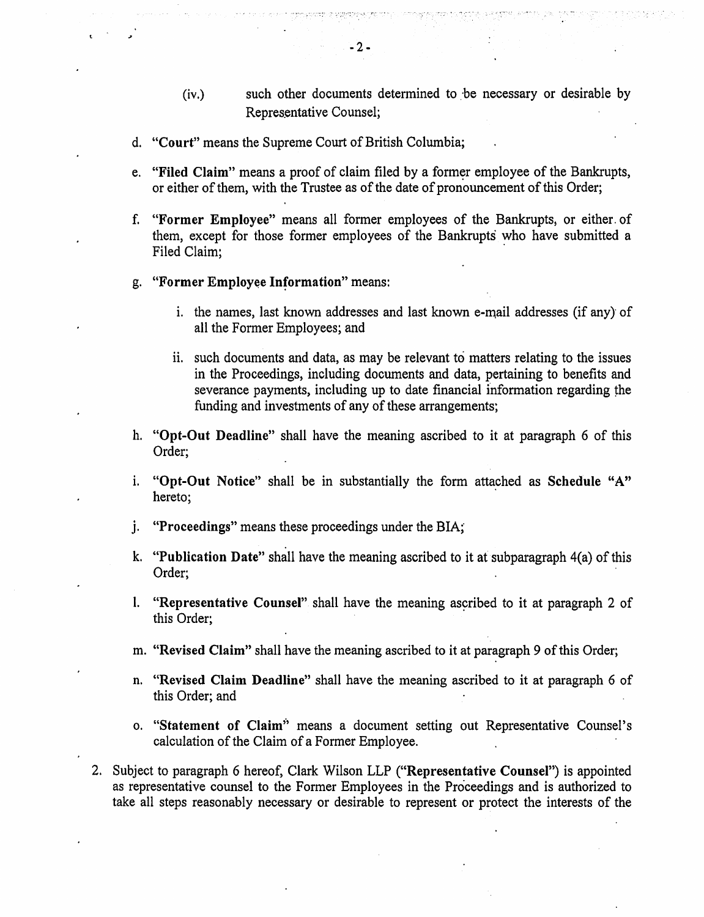(iv.) such other documents determined to be necessary or desirable by Representative Counsel;

d. **"Court"** means the Supreme Court of British Columbia;

e. **"Filed Claim"** means a proof of claim filed by a former employee of the Bankrupts, or either of them, with the Trustee as of the date of pronouncement of this Order;

f. **"Former Employee"** means all former employees of the Bankrupts, or either of them, except for those former employees of the Bankrupts who have submitted a Filed Claim;

g. **"Former Employee Information"** means:

   i. the names, last known addresses and last known e-mail addresses (if any) of all the Former Employees; and

   ii. such documents and data, as may be relevant to matters relating to the issues in the Proceedings, including documents and data, pertaining to benefits and severance payments, including up to date financial information regarding the funding and investments of any of these arrangements;

h. **"Opt-Out Deadline"** shall have the meaning ascribed to it at paragraph 6 of this Order;

i. **"Opt-Out Notice"** shall be in substantially the form attached as **Schedule "A"** hereto;

j. **"Proceedings"** means these proceedings under the BIA;

k. **"Publication Date"** shall have the meaning ascribed to it at subparagraph 4(a) of this Order;

l. **"Representative Counsel"** shall have the meaning ascribed to it at paragraph 2 of this Order;

m. **"Revised Claim"** shall have the meaning ascribed to it at paragraph 9 of this Order;

n. **"Revised Claim Deadline"** shall have the meaning ascribed to it at paragraph 6 of this Order; and

o. **"Statement of Claim"** means a document setting out Representative Counsel's calculation of the Claim of a Former Employee.

2. Subject to paragraph 6 hereof, Clark Wilson LLP (**"Representative Counsel"**) is appointed as representative counsel to the Former Employees in the Proceedings and is authorized to take all steps reasonably necessary or desirable to represent or protect the interests of the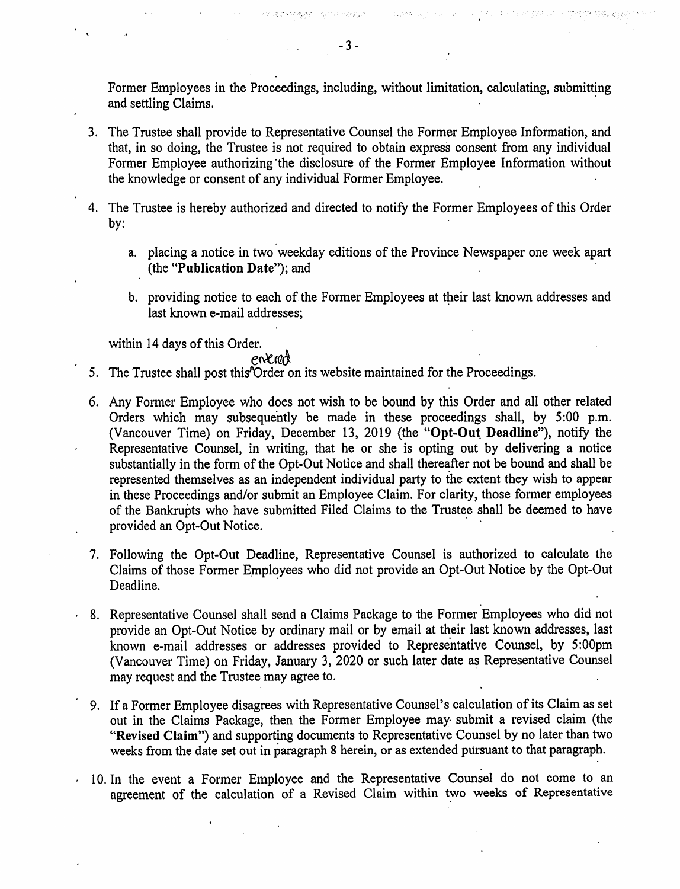Former Employees in the Proceedings, including, without limitation, calculating, submitting and settling Claims.

3. The Trustee shall provide to Representative Counsel the Former Employee Information, and that, in so doing, the Trustee is not required to obtain express consent from any individual Former Employee authorizing the disclosure of the Former Employee Information without the knowledge or consent of any individual Former Employee.

4. The Trustee is hereby authorized and directed to notify the Former Employees of this Order by:

   a. placing a notice in two weekday editions of the Province Newspaper one week apart (the "**Publication Date**"); and

   b. providing notice to each of the Former Employees at their last known addresses and last known e-mail addresses;

   within 14 days of this Order.

5. The Trustee shall post this entered Order on its website maintained for the Proceedings.

6. Any Former Employee who does not wish to be bound by this Order and all other related Orders which may subsequently be made in these proceedings shall, by 5:00 p.m. (Vancouver Time) on Friday, December 13, 2019 (the "**Opt-Out Deadline**"), notify the Representative Counsel, in writing, that he or she is opting out by delivering a notice substantially in the form of the Opt-Out Notice and shall thereafter not be bound and shall be represented themselves as an independent individual party to the extent they wish to appear in these Proceedings and/or submit an Employee Claim. For clarity, those former employees of the Bankrupts who have submitted Filed Claims to the Trustee shall be deemed to have provided an Opt-Out Notice.

7. Following the Opt-Out Deadline, Representative Counsel is authorized to calculate the Claims of those Former Employees who did not provide an Opt-Out Notice by the Opt-Out Deadline.

8. Representative Counsel shall send a Claims Package to the Former Employees who did not provide an Opt-Out Notice by ordinary mail or by email at their last known addresses, last known e-mail addresses or addresses provided to Representative Counsel, by 5:00pm (Vancouver Time) on Friday, January 3, 2020 or such later date as Representative Counsel may request and the Trustee may agree to.

9. If a Former Employee disagrees with Representative Counsel's calculation of its Claim as set out in the Claims Package, then the Former Employee may submit a revised claim (the "**Revised Claim**") and supporting documents to Representative Counsel by no later than two weeks from the date set out in paragraph 8 herein, or as extended pursuant to that paragraph.

10. In the event a Former Employee and the Representative Counsel do not come to an agreement of the calculation of a Revised Claim within two weeks of Representative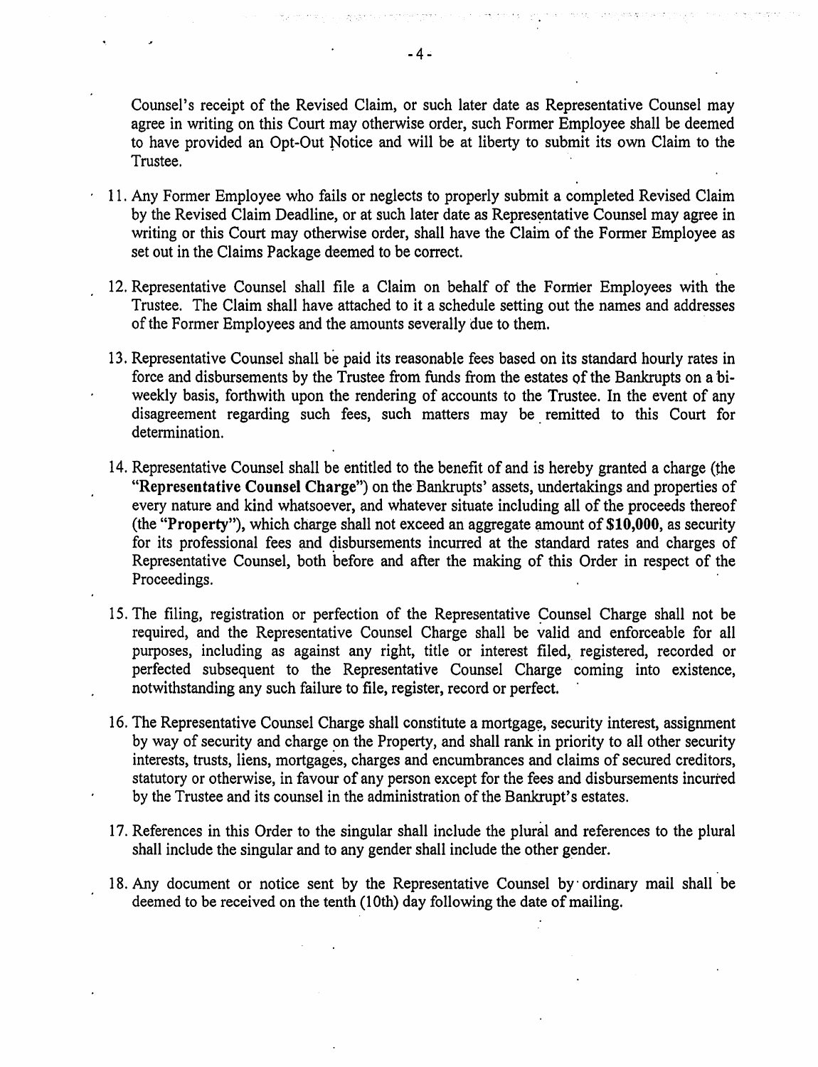Counsel's receipt of the Revised Claim, or such later date as Representative Counsel may agree in writing on this Court may otherwise order, such Former Employee shall be deemed to have provided an Opt-Out Notice and will be at liberty to submit its own Claim to the Trustee.

11. Any Former Employee who fails or neglects to properly submit a completed Revised Claim by the Revised Claim Deadline, or at such later date as Representative Counsel may agree in writing or this Court may otherwise order, shall have the Claim of the Former Employee as set out in the Claims Package deemed to be correct.

12. Representative Counsel shall file a Claim on behalf of the Former Employees with the Trustee. The Claim shall have attached to it a schedule setting out the names and addresses of the Former Employees and the amounts severally due to them.

13. Representative Counsel shall be paid its reasonable fees based on its standard hourly rates in force and disbursements by the Trustee from funds from the estates of the Bankrupts on a bi-weekly basis, forthwith upon the rendering of accounts to the Trustee. In the event of any disagreement regarding such fees, such matters may be remitted to this Court for determination.

14. Representative Counsel shall be entitled to the benefit of and is hereby granted a charge (the "**Representative Counsel Charge**") on the Bankrupts' assets, undertakings and properties of every nature and kind whatsoever, and whatever situate including all of the proceeds thereof (the "**Property**"), which charge shall not exceed an aggregate amount of **$10,000**, as security for its professional fees and disbursements incurred at the standard rates and charges of Representative Counsel, both before and after the making of this Order in respect of the Proceedings.

15. The filing, registration or perfection of the Representative Counsel Charge shall not be required, and the Representative Counsel Charge shall be valid and enforceable for all purposes, including as against any right, title or interest filed, registered, recorded or perfected subsequent to the Representative Counsel Charge coming into existence, notwithstanding any such failure to file, register, record or perfect.

16. The Representative Counsel Charge shall constitute a mortgage, security interest, assignment by way of security and charge on the Property, and shall rank in priority to all other security interests, trusts, liens, mortgages, charges and encumbrances and claims of secured creditors, statutory or otherwise, in favour of any person except for the fees and disbursements incurred by the Trustee and its counsel in the administration of the Bankrupt's estates.

17. References in this Order to the singular shall include the plural and references to the plural shall include the singular and to any gender shall include the other gender.

18. Any document or notice sent by the Representative Counsel by ordinary mail shall be deemed to be received on the tenth (10th) day following the date of mailing.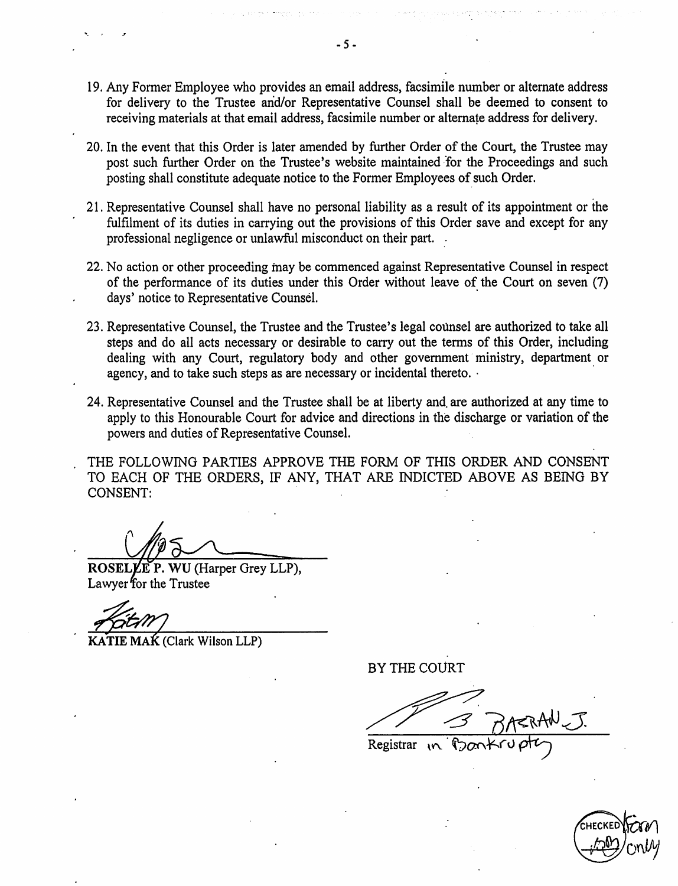19. Any Former Employee who provides an email address, facsimile number or alternate address for delivery to the Trustee and/or Representative Counsel shall be deemed to consent to receiving materials at that email address, facsimile number or alternate address for delivery.

20. In the event that this Order is later amended by further Order of the Court, the Trustee may post such further Order on the Trustee's website maintained for the Proceedings and such posting shall constitute adequate notice to the Former Employees of such Order.

21. Representative Counsel shall have no personal liability as a result of its appointment or the fulfilment of its duties in carrying out the provisions of this Order save and except for any professional negligence or unlawful misconduct on their part.

22. No action or other proceeding may be commenced against Representative Counsel in respect of the performance of its duties under this Order without leave of the Court on seven (7) days' notice to Representative Counsel.

23. Representative Counsel, the Trustee and the Trustee's legal counsel are authorized to take all steps and do all acts necessary or desirable to carry out the terms of this Order, including dealing with any Court, regulatory body and other government ministry, department or agency, and to take such steps as are necessary or incidental thereto.

24. Representative Counsel and the Trustee shall be at liberty and are authorized at any time to apply to this Honourable Court for advice and directions in the discharge or variation of the powers and duties of Representative Counsel.

THE FOLLOWING PARTIES APPROVE THE FORM OF THIS ORDER AND CONSENT TO EACH OF THE ORDERS, IF ANY, THAT ARE INDICTED ABOVE AS BEING BY CONSENT:

_______________________________
**ROSELLE P. WU** (Harper Grey LLP),
Lawyer for the Trustee

_______________________________
**KATIE MAK** (Clark Wilson LLP)

BY THE COURT

_______________________________
B BAGRAN J.
Registrar in Bankruptcy

CHECKED Form only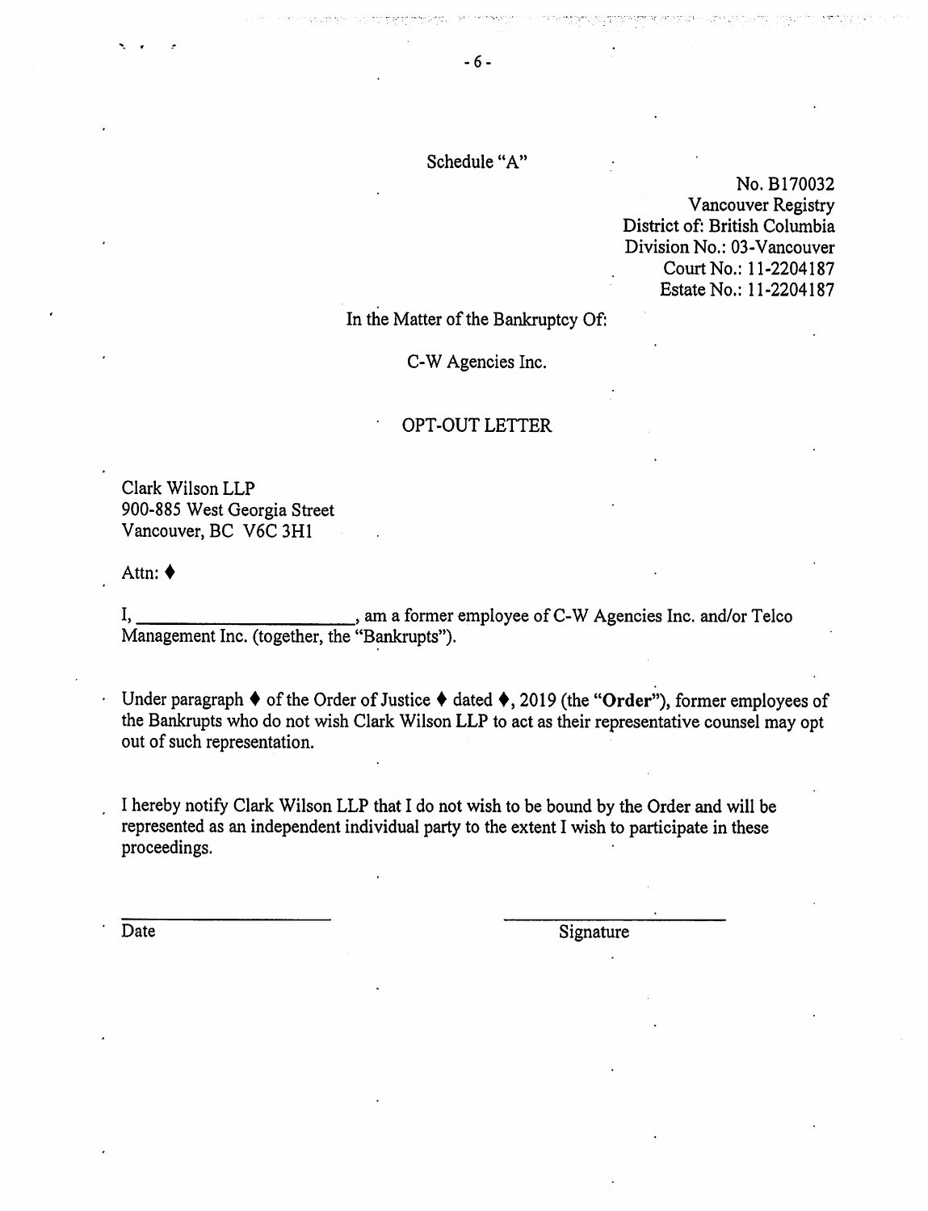Schedule "A"

No. B170032
Vancouver Registry
District of: British Columbia
Division No.: 03-Vancouver
Court No.: 11-2204187
Estate No.: 11-2204187

In the Matter of the Bankruptcy Of:

C-W Agencies Inc.

OPT-OUT LETTER

Clark Wilson LLP
900-885 West Georgia Street
Vancouver, BC V6C 3H1

Attn: ♦

I, ________________________, am a former employee of C-W Agencies Inc. and/or Telco Management Inc. (together, the "Bankrupts").

Under paragraph ♦ of the Order of Justice ♦ dated ♦, 2019 (the "**Order**"), former employees of the Bankrupts who do not wish Clark Wilson LLP to act as their representative counsel may opt out of such representation.

I hereby notify Clark Wilson LLP that I do not wish to be bound by the Order and will be represented as an independent individual party to the extent I wish to participate in these proceedings.

________________________ ________________________
Date Signature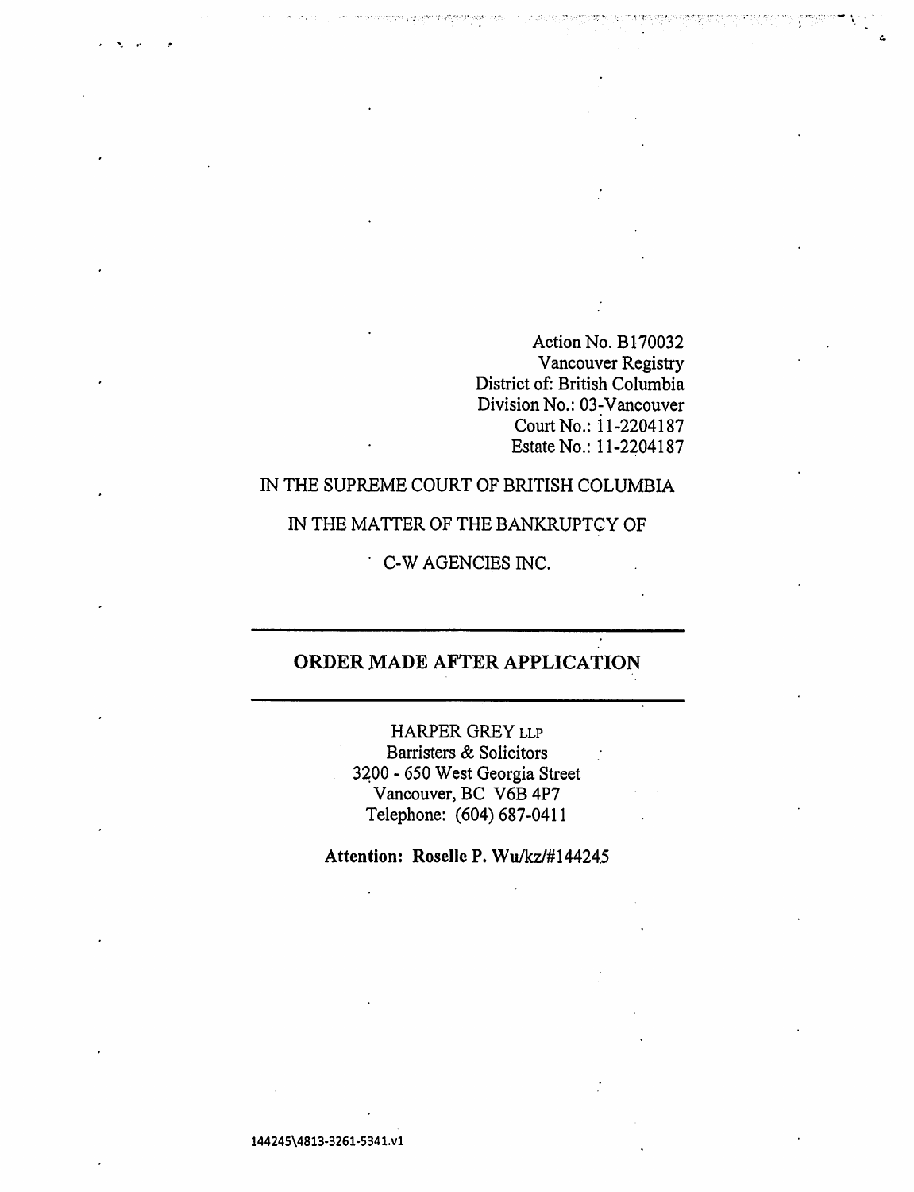Action No. B170032
Vancouver Registry
District of: British Columbia
Division No.: 03-Vancouver
Court No.: 11-2204187
Estate No.: 11-2204187

IN THE SUPREME COURT OF BRITISH COLUMBIA

IN THE MATTER OF THE BANKRUPTCY OF

C-W AGENCIES INC.

---

**ORDER MADE AFTER APPLICATION**

---

HARPER GREY LLP
Barristers & Solicitors
3200 - 650 West Georgia Street
Vancouver, BC V6B 4P7
Telephone: (604) 687-0411

**Attention: Roselle P. Wu/kz/#144245**

144245\4813-3261-5341.v1